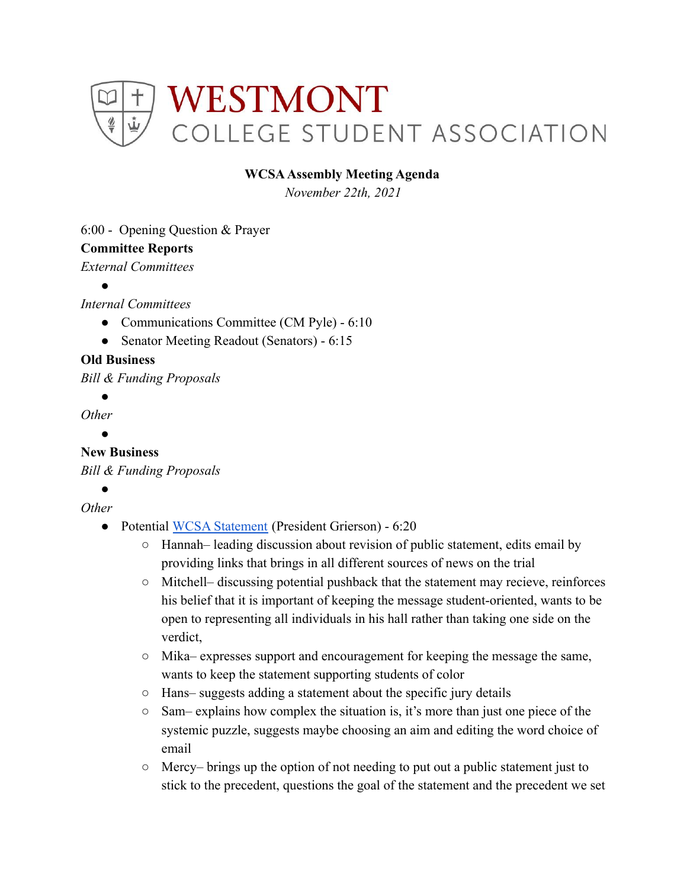# WESTMONT
## COLLEGE STUDENT ASSOCIATION

**WCSA Assembly Meeting Agenda**

*November 22th, 2021*

6:00 - Opening Question & Prayer

**Committee Reports**

*External Committees*

- 

*Internal Committees*

- Communications Committee (CM Pyle) - 6:10
- Senator Meeting Readout (Senators) - 6:15

**Old Business**

*Bill & Funding Proposals*

- 

*Other*

- 

**New Business**

*Bill & Funding Proposals*

- 

*Other*

- Potential [WCSA Statement] (President Grierson) - 6:20
  - Hannah– leading discussion about revision of public statement, edits email by providing links that brings in all different sources of news on the trial
  - Mitchell– discussing potential pushback that the statement may recieve, reinforces his belief that it is important of keeping the message student-oriented, wants to be open to representing all individuals in his hall rather than taking one side on the verdict,
  - Mika– expresses support and encouragement for keeping the message the same, wants to keep the statement supporting students of color
  - Hans– suggests adding a statement about the specific jury details
  - Sam– explains how complex the situation is, it's more than just one piece of the systemic puzzle, suggests maybe choosing an aim and editing the word choice of email
  - Mercy– brings up the option of not needing to put out a public statement just to stick to the precedent, questions the goal of the statement and the precedent we set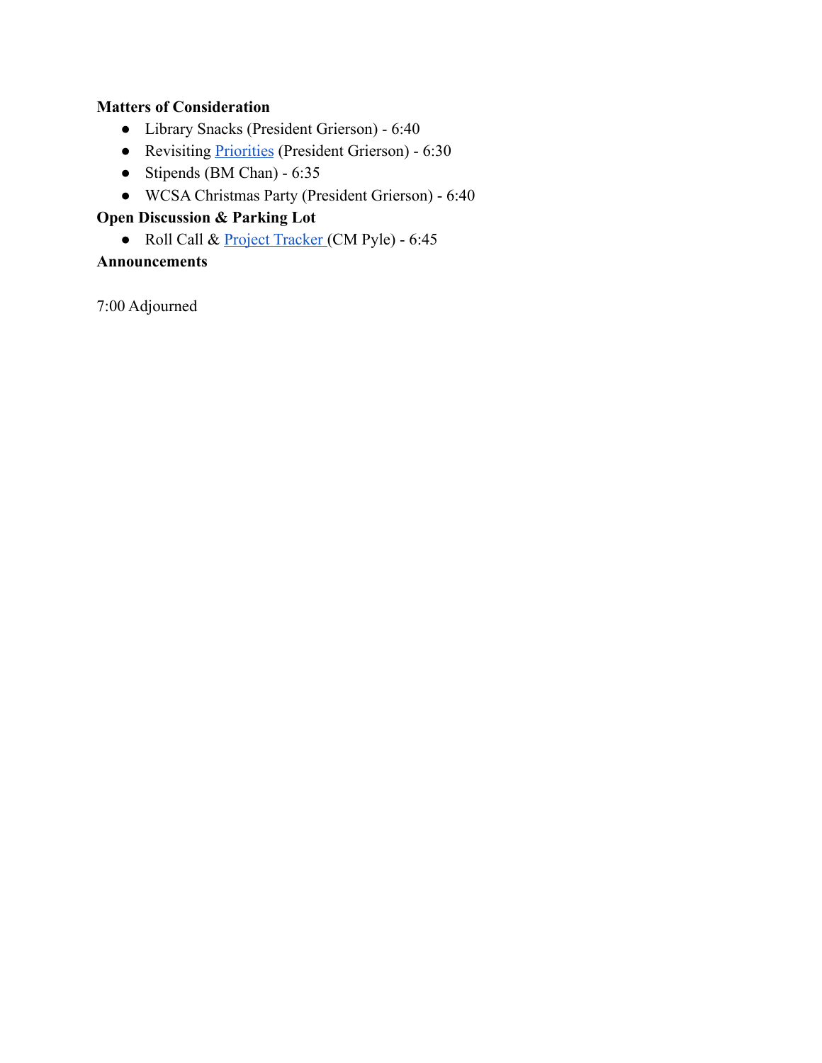**Matters of Consideration**

- Library Snacks (President Grierson) - 6:40
- Revisiting Priorities (President Grierson) - 6:30
- Stipends (BM Chan) - 6:35
- WCSA Christmas Party (President Grierson) - 6:40

**Open Discussion & Parking Lot**

- Roll Call & Project Tracker (CM Pyle) - 6:45

**Announcements**

7:00 Adjourned